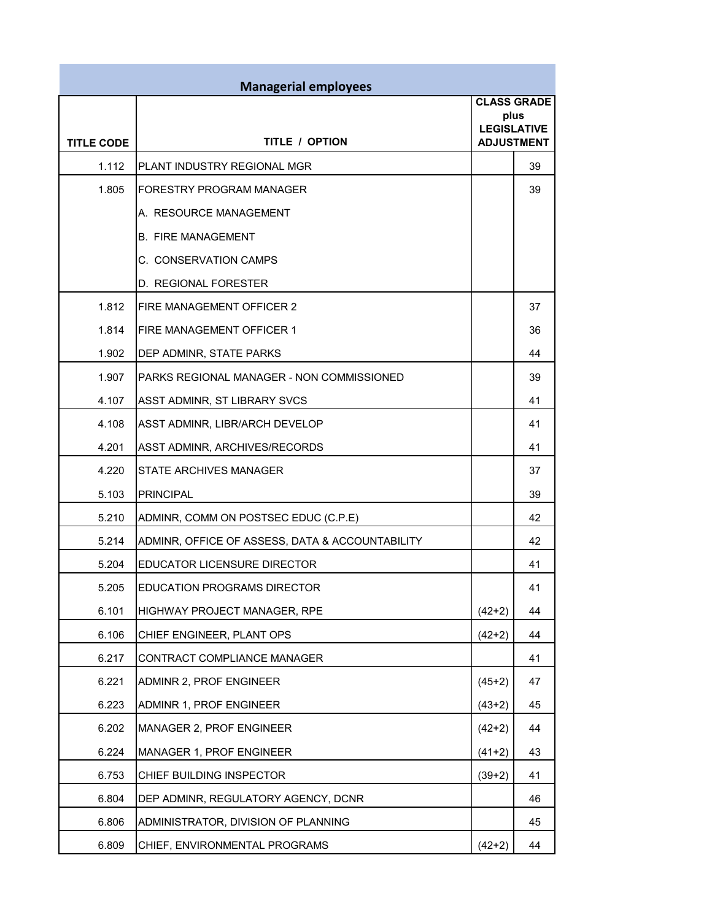## Managerial employees

| TITLE CODE | TITLE / OPTION | CLASS GRADE plus LEGISLATIVE ADJUSTMENT | |
|---|---|---|---|
| 1.112 | PLANT INDUSTRY REGIONAL MGR | | 39 |
| 1.805 | FORESTRY PROGRAM MANAGER | | 39 |
| | A. RESOURCE MANAGEMENT | | |
| | B. FIRE MANAGEMENT | | |
| | C. CONSERVATION CAMPS | | |
| | D. REGIONAL FORESTER | | |
| 1.812 | FIRE MANAGEMENT OFFICER 2 | | 37 |
| 1.814 | FIRE MANAGEMENT OFFICER 1 | | 36 |
| 1.902 | DEP ADMINR, STATE PARKS | | 44 |
| 1.907 | PARKS REGIONAL MANAGER - NON COMMISSIONED | | 39 |
| 4.107 | ASST ADMINR, ST LIBRARY SVCS | | 41 |
| 4.108 | ASST ADMINR, LIBR/ARCH DEVELOP | | 41 |
| 4.201 | ASST ADMINR, ARCHIVES/RECORDS | | 41 |
| 4.220 | STATE ARCHIVES MANAGER | | 37 |
| 5.103 | PRINCIPAL | | 39 |
| 5.210 | ADMINR, COMM ON POSTSEC EDUC (C.P.E) | | 42 |
| 5.214 | ADMINR, OFFICE OF ASSESS, DATA & ACCOUNTABILITY | | 42 |
| 5.204 | EDUCATOR LICENSURE DIRECTOR | | 41 |
| 5.205 | EDUCATION PROGRAMS DIRECTOR | | 41 |
| 6.101 | HIGHWAY PROJECT MANAGER, RPE | (42+2) | 44 |
| 6.106 | CHIEF ENGINEER, PLANT OPS | (42+2) | 44 |
| 6.217 | CONTRACT COMPLIANCE MANAGER | | 41 |
| 6.221 | ADMINR 2, PROF ENGINEER | (45+2) | 47 |
| 6.223 | ADMINR 1, PROF ENGINEER | (43+2) | 45 |
| 6.202 | MANAGER 2, PROF ENGINEER | (42+2) | 44 |
| 6.224 | MANAGER 1, PROF ENGINEER | (41+2) | 43 |
| 6.753 | CHIEF BUILDING INSPECTOR | (39+2) | 41 |
| 6.804 | DEP ADMINR, REGULATORY AGENCY, DCNR | | 46 |
| 6.806 | ADMINISTRATOR, DIVISION OF PLANNING | | 45 |
| 6.809 | CHIEF, ENVIRONMENTAL PROGRAMS | (42+2) | 44 |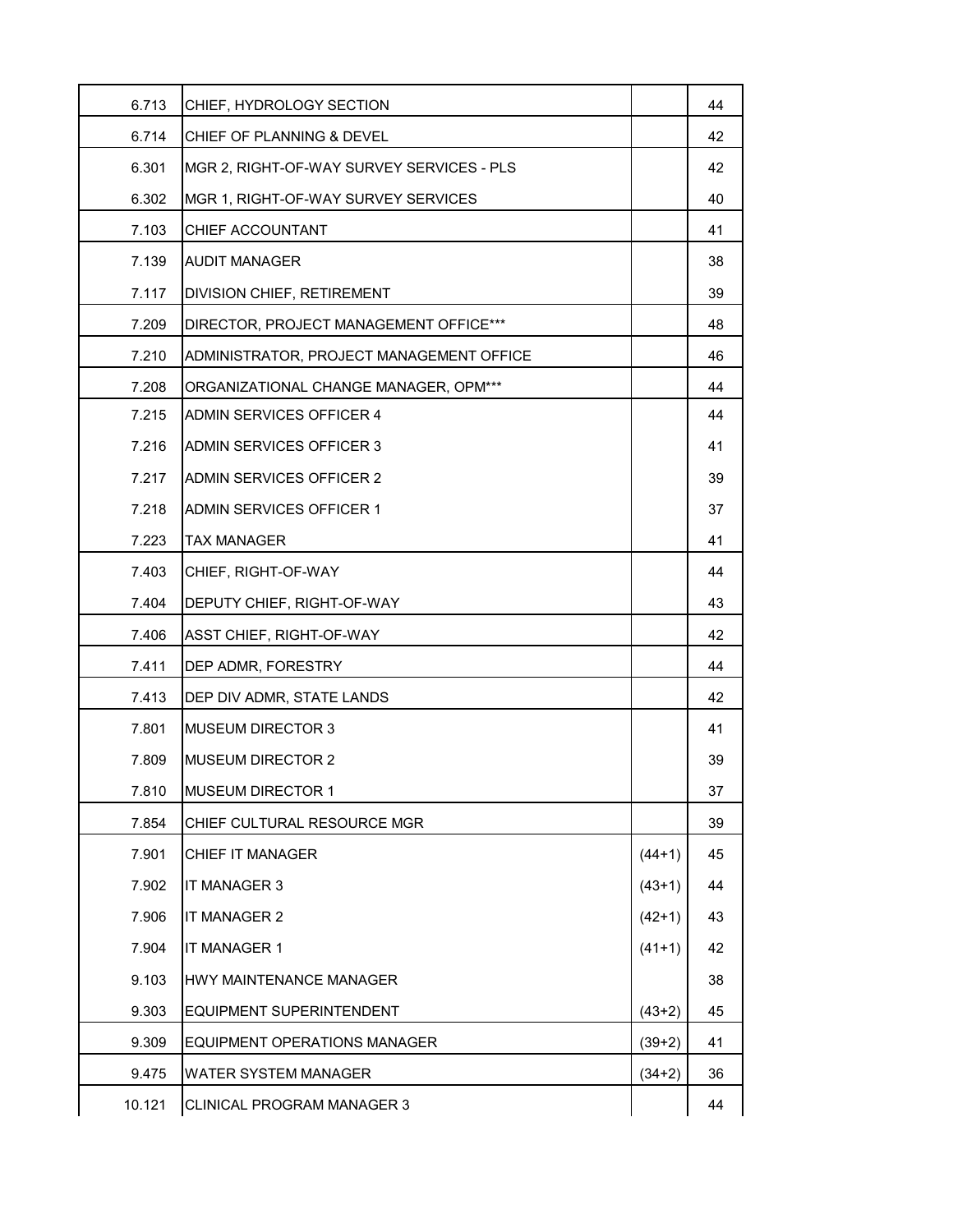| | | | |
|---|---|---|---|
| 6.713 | CHIEF, HYDROLOGY SECTION | | 44 |
| 6.714 | CHIEF OF PLANNING & DEVEL | | 42 |
| 6.301 | MGR 2, RIGHT-OF-WAY SURVEY SERVICES - PLS | | 42 |
| 6.302 | MGR 1, RIGHT-OF-WAY SURVEY SERVICES | | 40 |
| 7.103 | CHIEF ACCOUNTANT | | 41 |
| 7.139 | AUDIT MANAGER | | 38 |
| 7.117 | DIVISION CHIEF, RETIREMENT | | 39 |
| 7.209 | DIRECTOR, PROJECT MANAGEMENT OFFICE*** | | 48 |
| 7.210 | ADMINISTRATOR, PROJECT MANAGEMENT OFFICE | | 46 |
| 7.208 | ORGANIZATIONAL CHANGE MANAGER, OPM*** | | 44 |
| 7.215 | ADMIN SERVICES OFFICER 4 | | 44 |
| 7.216 | ADMIN SERVICES OFFICER 3 | | 41 |
| 7.217 | ADMIN SERVICES OFFICER 2 | | 39 |
| 7.218 | ADMIN SERVICES OFFICER 1 | | 37 |
| 7.223 | TAX MANAGER | | 41 |
| 7.403 | CHIEF, RIGHT-OF-WAY | | 44 |
| 7.404 | DEPUTY CHIEF, RIGHT-OF-WAY | | 43 |
| 7.406 | ASST CHIEF, RIGHT-OF-WAY | | 42 |
| 7.411 | DEP ADMR, FORESTRY | | 44 |
| 7.413 | DEP DIV ADMR, STATE LANDS | | 42 |
| 7.801 | MUSEUM DIRECTOR 3 | | 41 |
| 7.809 | MUSEUM DIRECTOR 2 | | 39 |
| 7.810 | MUSEUM DIRECTOR 1 | | 37 |
| 7.854 | CHIEF CULTURAL RESOURCE MGR | | 39 |
| 7.901 | CHIEF IT MANAGER | (44+1) | 45 |
| 7.902 | IT MANAGER 3 | (43+1) | 44 |
| 7.906 | IT MANAGER 2 | (42+1) | 43 |
| 7.904 | IT MANAGER 1 | (41+1) | 42 |
| 9.103 | HWY MAINTENANCE MANAGER | | 38 |
| 9.303 | EQUIPMENT SUPERINTENDENT | (43+2) | 45 |
| 9.309 | EQUIPMENT OPERATIONS MANAGER | (39+2) | 41 |
| 9.475 | WATER SYSTEM MANAGER | (34+2) | 36 |
| 10.121 | CLINICAL PROGRAM MANAGER 3 | | 44 |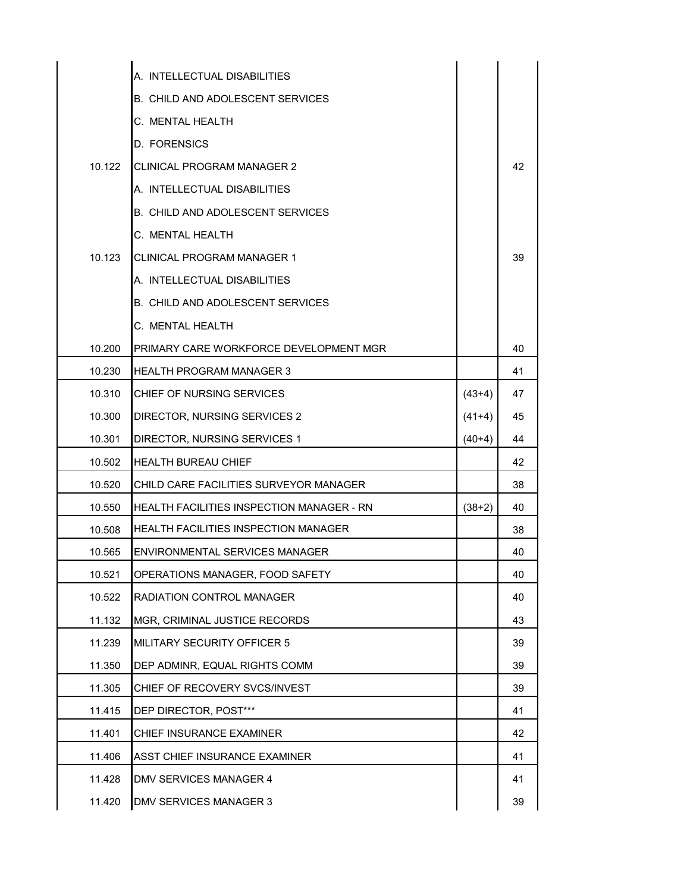| | | | |
|---|---|---|---|
| | A. INTELLECTUAL DISABILITIES | | |
| | B. CHILD AND ADOLESCENT SERVICES | | |
| | C. MENTAL HEALTH | | |
| | D. FORENSICS | | |
| 10.122 | CLINICAL PROGRAM MANAGER 2 | | 42 |
| | A. INTELLECTUAL DISABILITIES | | |
| | B. CHILD AND ADOLESCENT SERVICES | | |
| | C. MENTAL HEALTH | | |
| 10.123 | CLINICAL PROGRAM MANAGER 1 | | 39 |
| | A. INTELLECTUAL DISABILITIES | | |
| | B. CHILD AND ADOLESCENT SERVICES | | |
| | C. MENTAL HEALTH | | |
| 10.200 | PRIMARY CARE WORKFORCE DEVELOPMENT MGR | | 40 |
| 10.230 | HEALTH PROGRAM MANAGER 3 | | 41 |
| 10.310 | CHIEF OF NURSING SERVICES | (43+4) | 47 |
| 10.300 | DIRECTOR, NURSING SERVICES 2 | (41+4) | 45 |
| 10.301 | DIRECTOR, NURSING SERVICES 1 | (40+4) | 44 |
| 10.502 | HEALTH BUREAU CHIEF | | 42 |
| 10.520 | CHILD CARE FACILITIES SURVEYOR MANAGER | | 38 |
| 10.550 | HEALTH FACILITIES INSPECTION MANAGER - RN | (38+2) | 40 |
| 10.508 | HEALTH FACILITIES INSPECTION MANAGER | | 38 |
| 10.565 | ENVIRONMENTAL SERVICES MANAGER | | 40 |
| 10.521 | OPERATIONS MANAGER, FOOD SAFETY | | 40 |
| 10.522 | RADIATION CONTROL MANAGER | | 40 |
| 11.132 | MGR, CRIMINAL JUSTICE RECORDS | | 43 |
| 11.239 | MILITARY SECURITY OFFICER 5 | | 39 |
| 11.350 | DEP ADMINR, EQUAL RIGHTS COMM | | 39 |
| 11.305 | CHIEF OF RECOVERY SVCS/INVEST | | 39 |
| 11.415 | DEP DIRECTOR, POST*** | | 41 |
| 11.401 | CHIEF INSURANCE EXAMINER | | 42 |
| 11.406 | ASST CHIEF INSURANCE EXAMINER | | 41 |
| 11.428 | DMV SERVICES MANAGER 4 | | 41 |
| 11.420 | DMV SERVICES MANAGER 3 | | 39 |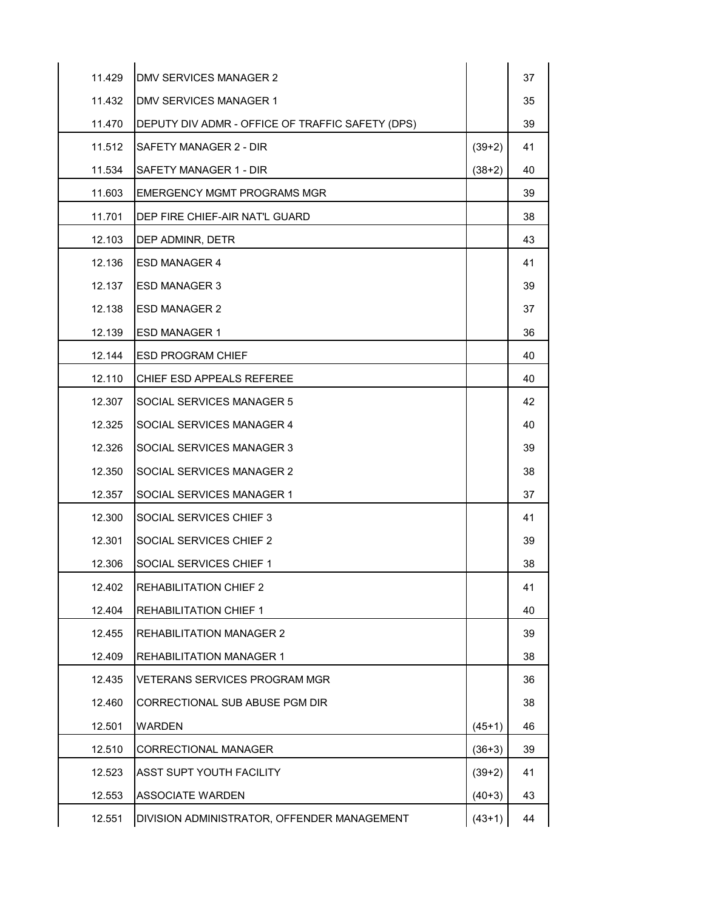| | | | |
|---|---|---|---|
| 11.429 | DMV SERVICES MANAGER 2 | | 37 |
| 11.432 | DMV SERVICES MANAGER 1 | | 35 |
| 11.470 | DEPUTY DIV ADMR - OFFICE OF TRAFFIC SAFETY (DPS) | | 39 |
| 11.512 | SAFETY MANAGER 2 - DIR | (39+2) | 41 |
| 11.534 | SAFETY MANAGER 1 - DIR | (38+2) | 40 |
| 11.603 | EMERGENCY MGMT PROGRAMS MGR | | 39 |
| 11.701 | DEP FIRE CHIEF-AIR NAT'L GUARD | | 38 |
| 12.103 | DEP ADMINR, DETR | | 43 |
| 12.136 | ESD MANAGER 4 | | 41 |
| 12.137 | ESD MANAGER 3 | | 39 |
| 12.138 | ESD MANAGER 2 | | 37 |
| 12.139 | ESD MANAGER 1 | | 36 |
| 12.144 | ESD PROGRAM CHIEF | | 40 |
| 12.110 | CHIEF ESD APPEALS REFEREE | | 40 |
| 12.307 | SOCIAL SERVICES MANAGER 5 | | 42 |
| 12.325 | SOCIAL SERVICES MANAGER 4 | | 40 |
| 12.326 | SOCIAL SERVICES MANAGER 3 | | 39 |
| 12.350 | SOCIAL SERVICES MANAGER 2 | | 38 |
| 12.357 | SOCIAL SERVICES MANAGER 1 | | 37 |
| 12.300 | SOCIAL SERVICES CHIEF 3 | | 41 |
| 12.301 | SOCIAL SERVICES CHIEF 2 | | 39 |
| 12.306 | SOCIAL SERVICES CHIEF 1 | | 38 |
| 12.402 | REHABILITATION CHIEF 2 | | 41 |
| 12.404 | REHABILITATION CHIEF 1 | | 40 |
| 12.455 | REHABILITATION MANAGER 2 | | 39 |
| 12.409 | REHABILITATION MANAGER 1 | | 38 |
| 12.435 | VETERANS SERVICES PROGRAM MGR | | 36 |
| 12.460 | CORRECTIONAL SUB ABUSE PGM DIR | | 38 |
| 12.501 | WARDEN | (45+1) | 46 |
| 12.510 | CORRECTIONAL MANAGER | (36+3) | 39 |
| 12.523 | ASST SUPT YOUTH FACILITY | (39+2) | 41 |
| 12.553 | ASSOCIATE WARDEN | (40+3) | 43 |
| 12.551 | DIVISION ADMINISTRATOR, OFFENDER MANAGEMENT | (43+1) | 44 |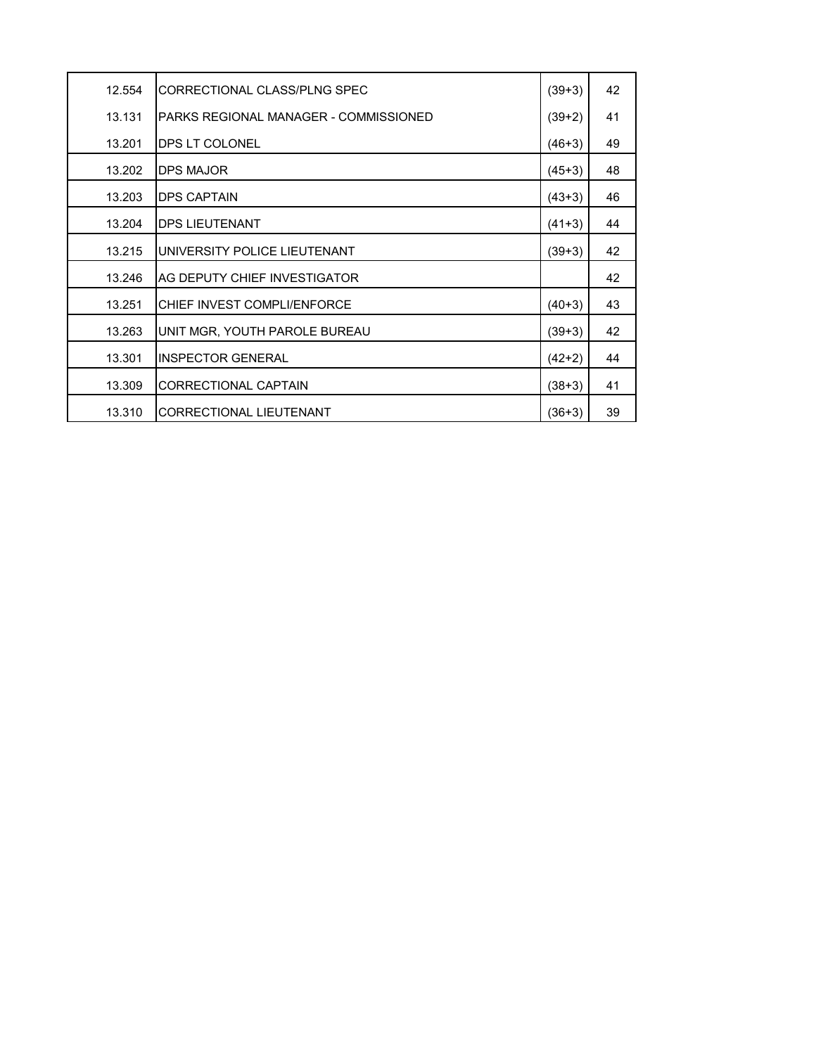| | | | |
|---|---|---|---|
| 12.554 | CORRECTIONAL CLASS/PLNG SPEC | (39+3) | 42 |
| 13.131 | PARKS REGIONAL MANAGER - COMMISSIONED | (39+2) | 41 |
| 13.201 | DPS LT COLONEL | (46+3) | 49 |
| 13.202 | DPS MAJOR | (45+3) | 48 |
| 13.203 | DPS CAPTAIN | (43+3) | 46 |
| 13.204 | DPS LIEUTENANT | (41+3) | 44 |
| 13.215 | UNIVERSITY POLICE LIEUTENANT | (39+3) | 42 |
| 13.246 | AG DEPUTY CHIEF INVESTIGATOR | | 42 |
| 13.251 | CHIEF INVEST COMPLI/ENFORCE | (40+3) | 43 |
| 13.263 | UNIT MGR, YOUTH PAROLE BUREAU | (39+3) | 42 |
| 13.301 | INSPECTOR GENERAL | (42+2) | 44 |
| 13.309 | CORRECTIONAL CAPTAIN | (38+3) | 41 |
| 13.310 | CORRECTIONAL LIEUTENANT | (36+3) | 39 |